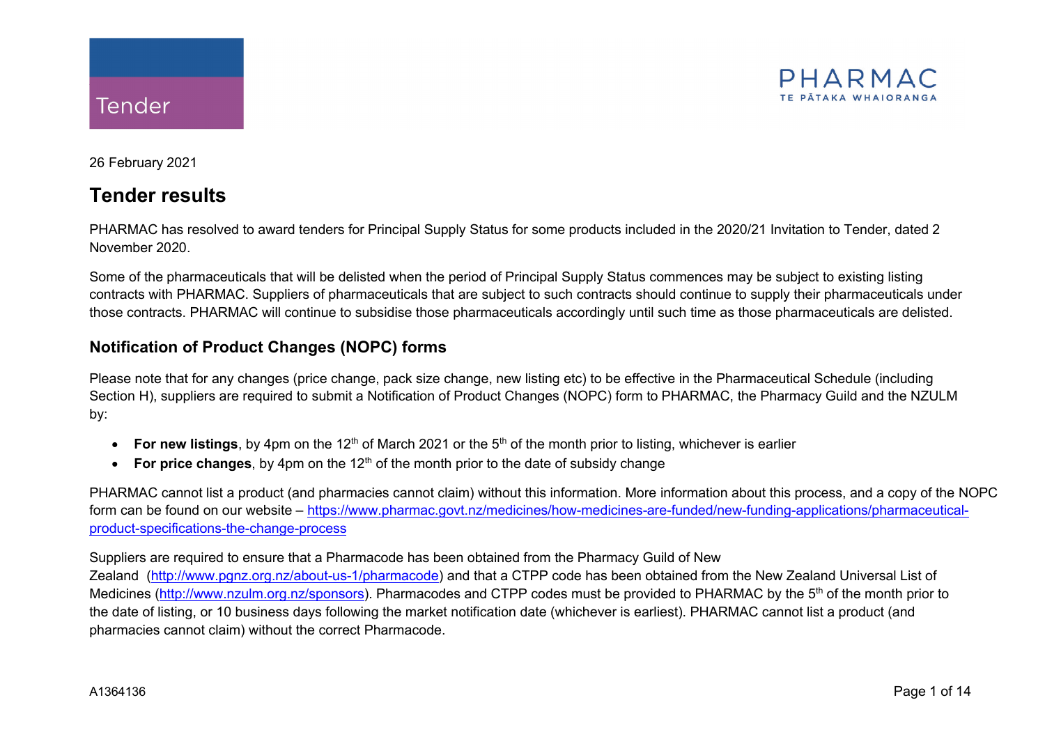Tender

PHARMAC
TE PĀTAKA WHAIORANGA

26 February 2021

# Tender results

PHARMAC has resolved to award tenders for Principal Supply Status for some products included in the 2020/21 Invitation to Tender, dated 2 November 2020.

Some of the pharmaceuticals that will be delisted when the period of Principal Supply Status commences may be subject to existing listing contracts with PHARMAC. Suppliers of pharmaceuticals that are subject to such contracts should continue to supply their pharmaceuticals under those contracts. PHARMAC will continue to subsidise those pharmaceuticals accordingly until such time as those pharmaceuticals are delisted.

## Notification of Product Changes (NOPC) forms

Please note that for any changes (price change, pack size change, new listing etc) to be effective in the Pharmaceutical Schedule (including Section H), suppliers are required to submit a Notification of Product Changes (NOPC) form to PHARMAC, the Pharmacy Guild and the NZULM by:

- **For new listings**, by 4pm on the 12th of March 2021 or the 5th of the month prior to listing, whichever is earlier
- **For price changes**, by 4pm on the 12th of the month prior to the date of subsidy change

PHARMAC cannot list a product (and pharmacies cannot claim) without this information. More information about this process, and a copy of the NOPC form can be found on our website – https://www.pharmac.govt.nz/medicines/how-medicines-are-funded/new-funding-applications/pharmaceutical-product-specifications-the-change-process

Suppliers are required to ensure that a Pharmacode has been obtained from the Pharmacy Guild of New Zealand (http://www.pgnz.org.nz/about-us-1/pharmacode) and that a CTPP code has been obtained from the New Zealand Universal List of Medicines (http://www.nzulm.org.nz/sponsors). Pharmacodes and CTPP codes must be provided to PHARMAC by the 5th of the month prior to the date of listing, or 10 business days following the market notification date (whichever is earliest). PHARMAC cannot list a product (and pharmacies cannot claim) without the correct Pharmacode.

A1364136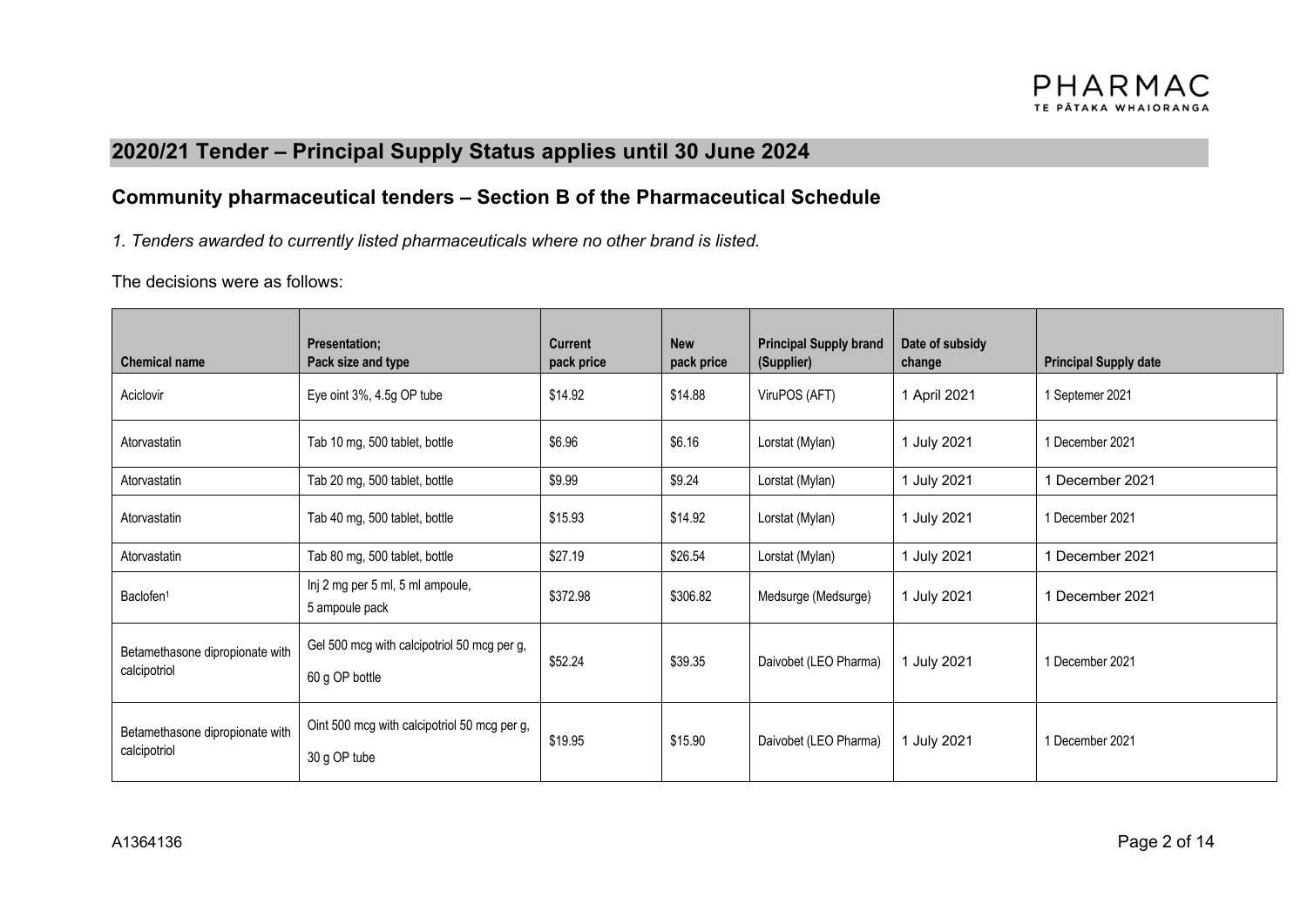## 2020/21 Tender – Principal Supply Status applies until 30 June 2024

### Community pharmaceutical tenders – Section B of the Pharmaceutical Schedule

*1. Tenders awarded to currently listed pharmaceuticals where no other brand is listed.*

The decisions were as follows:

| Chemical name | Presentation; Pack size and type | Current pack price | New pack price | Principal Supply brand (Supplier) | Date of subsidy change | Principal Supply date |
|---|---|---|---|---|---|---|
| Aciclovir | Eye oint 3%, 4.5g OP tube | $14.92 | $14.88 | ViruPOS (AFT) | 1 April 2021 | 1 Septemer 2021 |
| Atorvastatin | Tab 10 mg, 500 tablet, bottle | $6.96 | $6.16 | Lorstat (Mylan) | 1 July 2021 | 1 December 2021 |
| Atorvastatin | Tab 20 mg, 500 tablet, bottle | $9.99 | $9.24 | Lorstat (Mylan) | 1 July 2021 | 1 December 2021 |
| Atorvastatin | Tab 40 mg, 500 tablet, bottle | $15.93 | $14.92 | Lorstat (Mylan) | 1 July 2021 | 1 December 2021 |
| Atorvastatin | Tab 80 mg, 500 tablet, bottle | $27.19 | $26.54 | Lorstat (Mylan) | 1 July 2021 | 1 December 2021 |
| Baclofen[1] | Inj 2 mg per 5 ml, 5 ml ampoule, 5 ampoule pack | $372.98 | $306.82 | Medsurge (Medsurge) | 1 July 2021 | 1 December 2021 |
| Betamethasone dipropionate with calcipotriol | Gel 500 mcg with calcipotriol 50 mcg per g, 60 g OP bottle | $52.24 | $39.35 | Daivobet (LEO Pharma) | 1 July 2021 | 1 December 2021 |
| Betamethasone dipropionate with calcipotriol | Oint 500 mcg with calcipotriol 50 mcg per g, 30 g OP tube | $19.95 | $15.90 | Daivobet (LEO Pharma) | 1 July 2021 | 1 December 2021 |

A1364136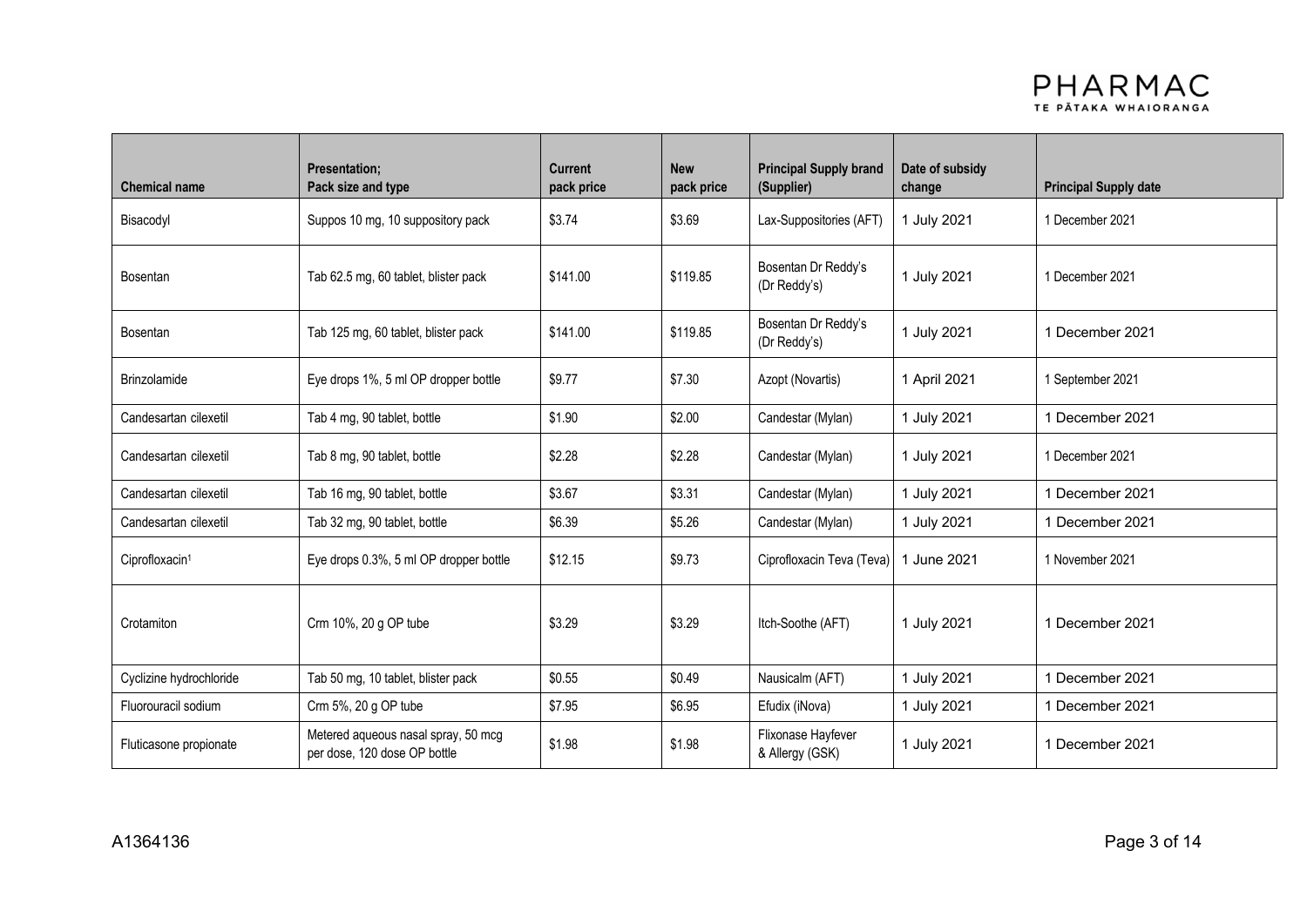| Chemical name | Presentation; Pack size and type | Current pack price | New pack price | Principal Supply brand (Supplier) | Date of subsidy change | Principal Supply date |
|---|---|---|---|---|---|---|
| Bisacodyl | Suppos 10 mg, 10 suppository pack | $3.74 | $3.69 | Lax-Suppositories (AFT) | 1 July 2021 | 1 December 2021 |
| Bosentan | Tab 62.5 mg, 60 tablet, blister pack | $141.00 | $119.85 | Bosentan Dr Reddy's (Dr Reddy's) | 1 July 2021 | 1 December 2021 |
| Bosentan | Tab 125 mg, 60 tablet, blister pack | $141.00 | $119.85 | Bosentan Dr Reddy's (Dr Reddy's) | 1 July 2021 | 1 December 2021 |
| Brinzolamide | Eye drops 1%, 5 ml OP dropper bottle | $9.77 | $7.30 | Azopt (Novartis) | 1 April 2021 | 1 September 2021 |
| Candesartan cilexetil | Tab 4 mg, 90 tablet, bottle | $1.90 | $2.00 | Candestar (Mylan) | 1 July 2021 | 1 December 2021 |
| Candesartan cilexetil | Tab 8 mg, 90 tablet, bottle | $2.28 | $2.28 | Candestar (Mylan) | 1 July 2021 | 1 December 2021 |
| Candesartan cilexetil | Tab 16 mg, 90 tablet, bottle | $3.67 | $3.31 | Candestar (Mylan) | 1 July 2021 | 1 December 2021 |
| Candesartan cilexetil | Tab 32 mg, 90 tablet, bottle | $6.39 | $5.26 | Candestar (Mylan) | 1 July 2021 | 1 December 2021 |
| Ciprofloxacin[1] | Eye drops 0.3%, 5 ml OP dropper bottle | $12.15 | $9.73 | Ciprofloxacin Teva (Teva) | 1 June 2021 | 1 November 2021 |
| Crotamiton | Crm 10%, 20 g OP tube | $3.29 | $3.29 | Itch-Soothe (AFT) | 1 July 2021 | 1 December 2021 |
| Cyclizine hydrochloride | Tab 50 mg, 10 tablet, blister pack | $0.55 | $0.49 | Nausicalm (AFT) | 1 July 2021 | 1 December 2021 |
| Fluorouracil sodium | Crm 5%, 20 g OP tube | $7.95 | $6.95 | Efudix (iNova) | 1 July 2021 | 1 December 2021 |
| Fluticasone propionate | Metered aqueous nasal spray, 50 mcg per dose, 120 dose OP bottle | $1.98 | $1.98 | Flixonase Hayfever & Allergy (GSK) | 1 July 2021 | 1 December 2021 |

A1364136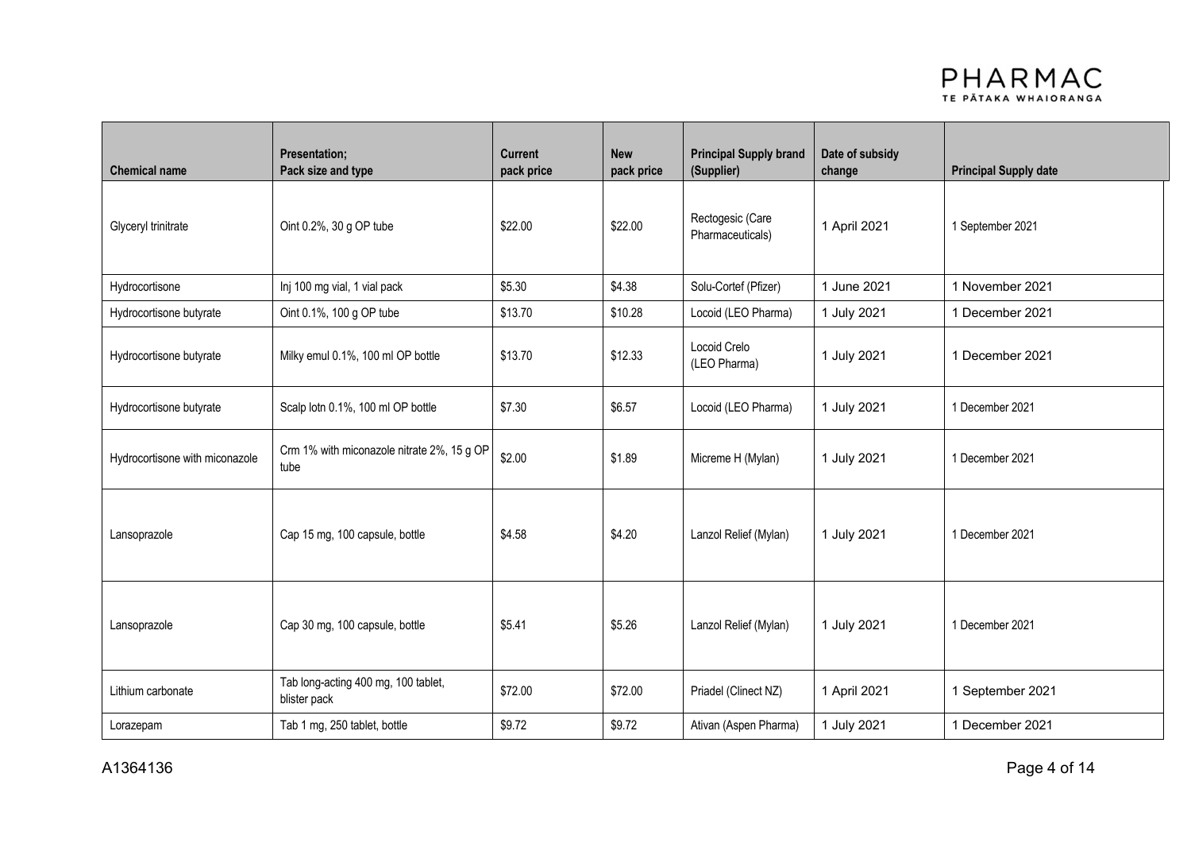| Chemical name | Presentation; Pack size and type | Current pack price | New pack price | Principal Supply brand (Supplier) | Date of subsidy change | Principal Supply date |
|---|---|---|---|---|---|---|
| Glyceryl trinitrate | Oint 0.2%, 30 g OP tube | $22.00 | $22.00 | Rectogesic (Care Pharmaceuticals) | 1 April 2021 | 1 September 2021 |
| Hydrocortisone | Inj 100 mg vial, 1 vial pack | $5.30 | $4.38 | Solu-Cortef (Pfizer) | 1 June 2021 | 1 November 2021 |
| Hydrocortisone butyrate | Oint 0.1%, 100 g OP tube | $13.70 | $10.28 | Locoid (LEO Pharma) | 1 July 2021 | 1 December 2021 |
| Hydrocortisone butyrate | Milky emul 0.1%, 100 ml OP bottle | $13.70 | $12.33 | Locoid Crelo (LEO Pharma) | 1 July 2021 | 1 December 2021 |
| Hydrocortisone butyrate | Scalp lotn 0.1%, 100 ml OP bottle | $7.30 | $6.57 | Locoid (LEO Pharma) | 1 July 2021 | 1 December 2021 |
| Hydrocortisone with miconazole | Crm 1% with miconazole nitrate 2%, 15 g OP tube | $2.00 | $1.89 | Micreme H (Mylan) | 1 July 2021 | 1 December 2021 |
| Lansoprazole | Cap 15 mg, 100 capsule, bottle | $4.58 | $4.20 | Lanzol Relief (Mylan) | 1 July 2021 | 1 December 2021 |
| Lansoprazole | Cap 30 mg, 100 capsule, bottle | $5.41 | $5.26 | Lanzol Relief (Mylan) | 1 July 2021 | 1 December 2021 |
| Lithium carbonate | Tab long-acting 400 mg, 100 tablet, blister pack | $72.00 | $72.00 | Priadel (Clinect NZ) | 1 April 2021 | 1 September 2021 |
| Lorazepam | Tab 1 mg, 250 tablet, bottle | $9.72 | $9.72 | Ativan (Aspen Pharma) | 1 July 2021 | 1 December 2021 |

A1364136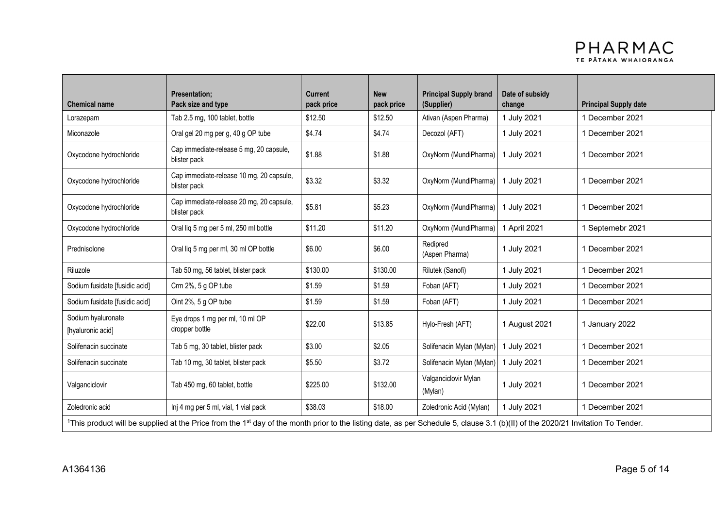| Chemical name | Presentation; Pack size and type | Current pack price | New pack price | Principal Supply brand (Supplier) | Date of subsidy change | Principal Supply date |
| --- | --- | --- | --- | --- | --- | --- |
| Lorazepam | Tab 2.5 mg, 100 tablet, bottle | $12.50 | $12.50 | Ativan (Aspen Pharma) | 1 July 2021 | 1 December 2021 |
| Miconazole | Oral gel 20 mg per g, 40 g OP tube | $4.74 | $4.74 | Decozol (AFT) | 1 July 2021 | 1 December 2021 |
| Oxycodone hydrochloride | Cap immediate-release 5 mg, 20 capsule, blister pack | $1.88 | $1.88 | OxyNorm (MundiPharma) | 1 July 2021 | 1 December 2021 |
| Oxycodone hydrochloride | Cap immediate-release 10 mg, 20 capsule, blister pack | $3.32 | $3.32 | OxyNorm (MundiPharma) | 1 July 2021 | 1 December 2021 |
| Oxycodone hydrochloride | Cap immediate-release 20 mg, 20 capsule, blister pack | $5.81 | $5.23 | OxyNorm (MundiPharma) | 1 July 2021 | 1 December 2021 |
| Oxycodone hydrochloride | Oral liq 5 mg per 5 ml, 250 ml bottle | $11.20 | $11.20 | OxyNorm (MundiPharma) | 1 April 2021 | 1 Septemebr 2021 |
| Prednisolone | Oral liq 5 mg per ml, 30 ml OP bottle | $6.00 | $6.00 | Redipred (Aspen Pharma) | 1 July 2021 | 1 December 2021 |
| Riluzole | Tab 50 mg, 56 tablet, blister pack | $130.00 | $130.00 | Rilutek (Sanofi) | 1 July 2021 | 1 December 2021 |
| Sodium fusidate [fusidic acid] | Crm 2%, 5 g OP tube | $1.59 | $1.59 | Foban (AFT) | 1 July 2021 | 1 December 2021 |
| Sodium fusidate [fusidic acid] | Oint 2%, 5 g OP tube | $1.59 | $1.59 | Foban (AFT) | 1 July 2021 | 1 December 2021 |
| Sodium hyaluronate [hyaluronic acid] | Eye drops 1 mg per ml, 10 ml OP dropper bottle | $22.00 | $13.85 | Hylo-Fresh (AFT) | 1 August 2021 | 1 January 2022 |
| Solifenacin succinate | Tab 5 mg, 30 tablet, blister pack | $3.00 | $2.05 | Solifenacin Mylan (Mylan) | 1 July 2021 | 1 December 2021 |
| Solifenacin succinate | Tab 10 mg, 30 tablet, blister pack | $5.50 | $3.72 | Solifenacin Mylan (Mylan) | 1 July 2021 | 1 December 2021 |
| Valganciclovir | Tab 450 mg, 60 tablet, bottle | $225.00 | $132.00 | Valganciclovir Mylan (Mylan) | 1 July 2021 | 1 December 2021 |
| Zoledronic acid | Inj 4 mg per 5 ml, vial, 1 vial pack | $38.03 | $18.00 | Zoledronic Acid (Mylan) | 1 July 2021 | 1 December 2021 |

[1]This product will be supplied at the Price from the 1st day of the month prior to the listing date, as per Schedule 5, clause 3.1 (b)(II) of the 2020/21 Invitation To Tender.

A1364136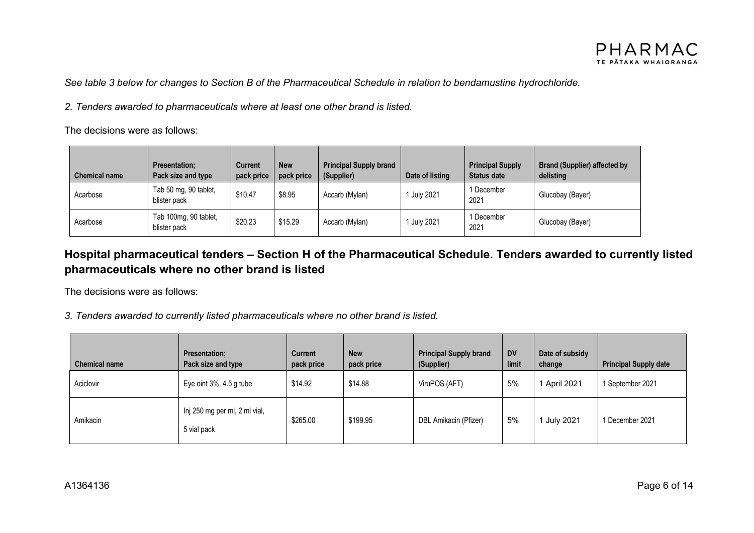*See table 3 below for changes to Section B of the Pharmaceutical Schedule in relation to bendamustine hydrochloride.*

*2. Tenders awarded to pharmaceuticals where at least one other brand is listed.*

The decisions were as follows:

| Chemical name | Presentation; Pack size and type | Current pack price | New pack price | Principal Supply brand (Supplier) | Date of listing | Principal Supply Status date | Brand (Supplier) affected by delisting |
|---|---|---|---|---|---|---|---|
| Acarbose | Tab 50 mg, 90 tablet, blister pack | $10.47 | $8.95 | Accarb (Mylan) | 1 July 2021 | 1 December 2021 | Glucobay (Bayer) |
| Acarbose | Tab 100mg, 90 tablet, blister pack | $20.23 | $15.29 | Accarb (Mylan) | 1 July 2021 | 1 December 2021 | Glucobay (Bayer) |

## Hospital pharmaceutical tenders – Section H of the Pharmaceutical Schedule. Tenders awarded to currently listed pharmaceuticals where no other brand is listed

The decisions were as follows:

*3. Tenders awarded to currently listed pharmaceuticals where no other brand is listed.*

| Chemical name | Presentation; Pack size and type | Current pack price | New pack price | Principal Supply brand (Supplier) | DV limit | Date of subsidy change | Principal Supply date |
|---|---|---|---|---|---|---|---|
| Aciclovir | Eye oint 3%, 4.5 g tube | $14.92 | $14.88 | ViruPOS (AFT) | 5% | 1 April 2021 | 1 September 2021 |
| Amikacin | Inj 250 mg per ml, 2 ml vial, 5 vial pack | $265.00 | $199.95 | DBL Amikacin (Pfizer) | 5% | 1 July 2021 | 1 December 2021 |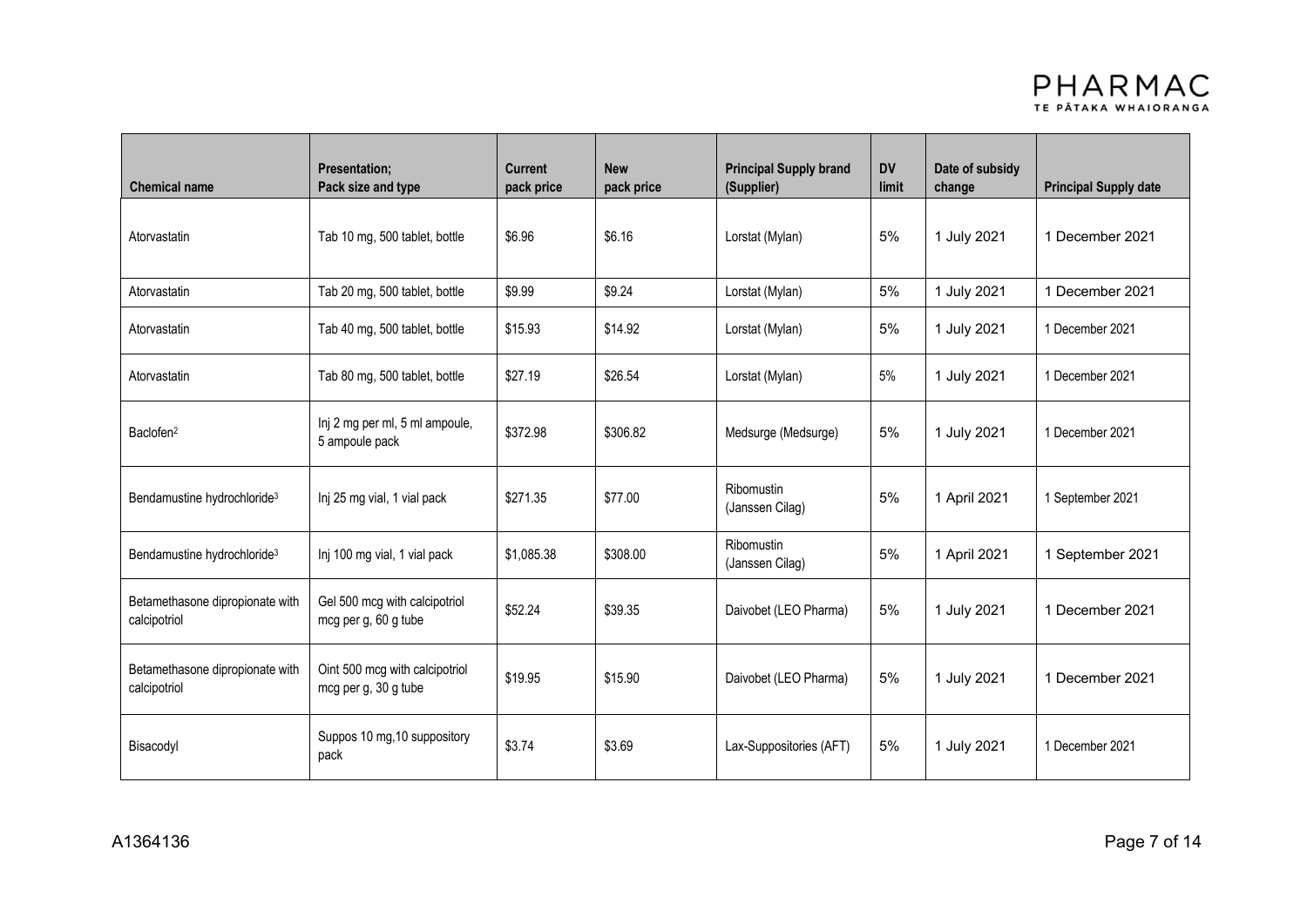| Chemical name | Presentation; Pack size and type | Current pack price | New pack price | Principal Supply brand (Supplier) | DV limit | Date of subsidy change | Principal Supply date |
|---|---|---|---|---|---|---|---|
| Atorvastatin | Tab 10 mg, 500 tablet, bottle | $6.96 | $6.16 | Lorstat (Mylan) | 5% | 1 July 2021 | 1 December 2021 |
| Atorvastatin | Tab 20 mg, 500 tablet, bottle | $9.99 | $9.24 | Lorstat (Mylan) | 5% | 1 July 2021 | 1 December 2021 |
| Atorvastatin | Tab 40 mg, 500 tablet, bottle | $15.93 | $14.92 | Lorstat (Mylan) | 5% | 1 July 2021 | 1 December 2021 |
| Atorvastatin | Tab 80 mg, 500 tablet, bottle | $27.19 | $26.54 | Lorstat (Mylan) | 5% | 1 July 2021 | 1 December 2021 |
| Baclofen[2] | Inj 2 mg per ml, 5 ml ampoule, 5 ampoule pack | $372.98 | $306.82 | Medsurge (Medsurge) | 5% | 1 July 2021 | 1 December 2021 |
| Bendamustine hydrochloride[3] | Inj 25 mg vial, 1 vial pack | $271.35 | $77.00 | Ribomustin (Janssen Cilag) | 5% | 1 April 2021 | 1 September 2021 |
| Bendamustine hydrochloride[3] | Inj 100 mg vial, 1 vial pack | $1,085.38 | $308.00 | Ribomustin (Janssen Cilag) | 5% | 1 April 2021 | 1 September 2021 |
| Betamethasone dipropionate with calcipotriol | Gel 500 mcg with calcipotriol mcg per g, 60 g tube | $52.24 | $39.35 | Daivobet (LEO Pharma) | 5% | 1 July 2021 | 1 December 2021 |
| Betamethasone dipropionate with calcipotriol | Oint 500 mcg with calcipotriol mcg per g, 30 g tube | $19.95 | $15.90 | Daivobet (LEO Pharma) | 5% | 1 July 2021 | 1 December 2021 |
| Bisacodyl | Suppos 10 mg,10 suppository pack | $3.74 | $3.69 | Lax-Suppositories (AFT) | 5% | 1 July 2021 | 1 December 2021 |

A1364136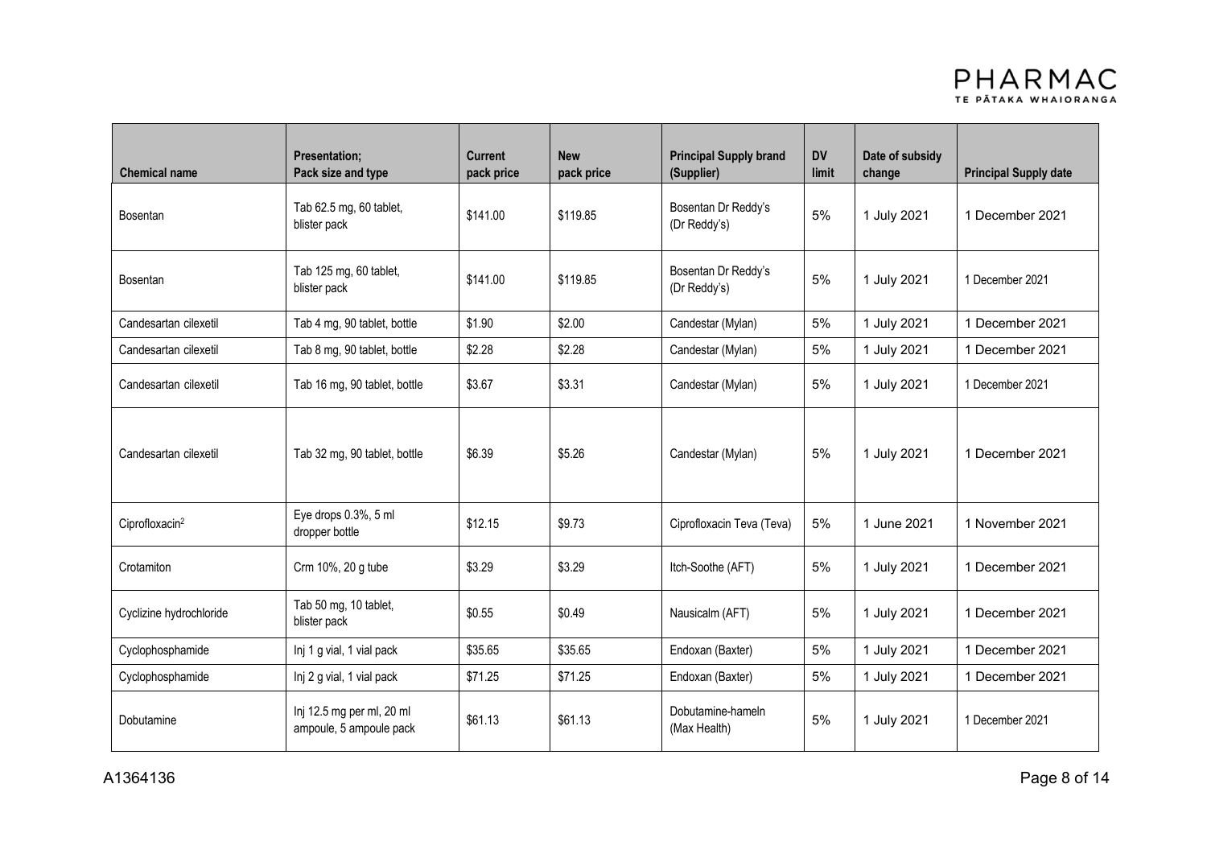| Chemical name | Presentation; Pack size and type | Current pack price | New pack price | Principal Supply brand (Supplier) | DV limit | Date of subsidy change | Principal Supply date |
|---|---|---|---|---|---|---|---|
| Bosentan | Tab 62.5 mg, 60 tablet, blister pack | $141.00 | $119.85 | Bosentan Dr Reddy's (Dr Reddy's) | 5% | 1 July 2021 | 1 December 2021 |
| Bosentan | Tab 125 mg, 60 tablet, blister pack | $141.00 | $119.85 | Bosentan Dr Reddy's (Dr Reddy's) | 5% | 1 July 2021 | 1 December 2021 |
| Candesartan cilexetil | Tab 4 mg, 90 tablet, bottle | $1.90 | $2.00 | Candestar (Mylan) | 5% | 1 July 2021 | 1 December 2021 |
| Candesartan cilexetil | Tab 8 mg, 90 tablet, bottle | $2.28 | $2.28 | Candestar (Mylan) | 5% | 1 July 2021 | 1 December 2021 |
| Candesartan cilexetil | Tab 16 mg, 90 tablet, bottle | $3.67 | $3.31 | Candestar (Mylan) | 5% | 1 July 2021 | 1 December 2021 |
| Candesartan cilexetil | Tab 32 mg, 90 tablet, bottle | $6.39 | $5.26 | Candestar (Mylan) | 5% | 1 July 2021 | 1 December 2021 |
| Ciprofloxacin[2] | Eye drops 0.3%, 5 ml dropper bottle | $12.15 | $9.73 | Ciprofloxacin Teva (Teva) | 5% | 1 June 2021 | 1 November 2021 |
| Crotamiton | Crm 10%, 20 g tube | $3.29 | $3.29 | Itch-Soothe (AFT) | 5% | 1 July 2021 | 1 December 2021 |
| Cyclizine hydrochloride | Tab 50 mg, 10 tablet, blister pack | $0.55 | $0.49 | Nausicalm (AFT) | 5% | 1 July 2021 | 1 December 2021 |
| Cyclophosphamide | Inj 1 g vial, 1 vial pack | $35.65 | $35.65 | Endoxan (Baxter) | 5% | 1 July 2021 | 1 December 2021 |
| Cyclophosphamide | Inj 2 g vial, 1 vial pack | $71.25 | $71.25 | Endoxan (Baxter) | 5% | 1 July 2021 | 1 December 2021 |
| Dobutamine | Inj 12.5 mg per ml, 20 ml ampoule, 5 ampoule pack | $61.13 | $61.13 | Dobutamine-hameln (Max Health) | 5% | 1 July 2021 | 1 December 2021 |

A1364136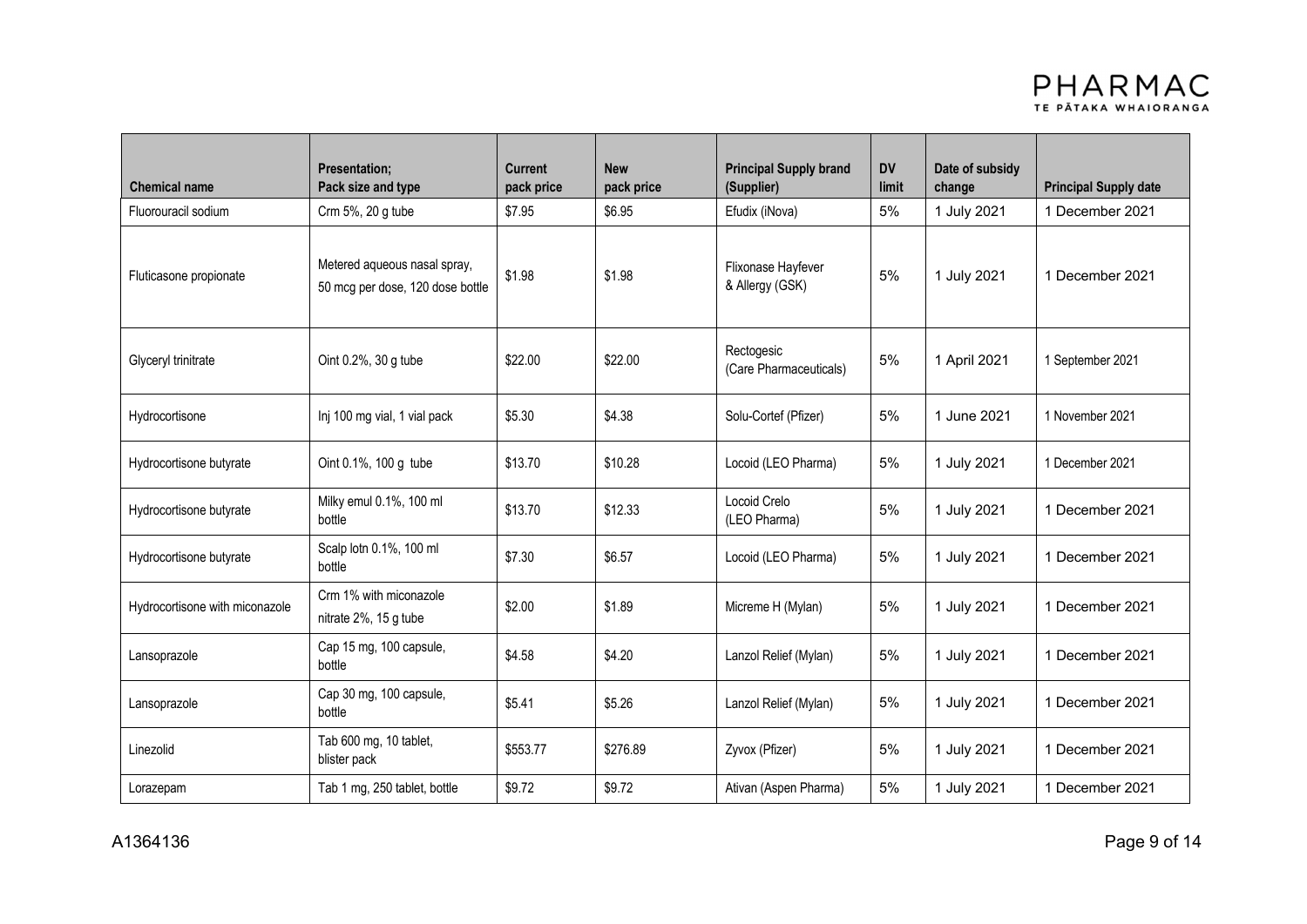| Chemical name | Presentation; Pack size and type | Current pack price | New pack price | Principal Supply brand (Supplier) | DV limit | Date of subsidy change | Principal Supply date |
|---|---|---|---|---|---|---|---|
| Fluorouracil sodium | Crm 5%, 20 g tube | $7.95 | $6.95 | Efudix (iNova) | 5% | 1 July 2021 | 1 December 2021 |
| Fluticasone propionate | Metered aqueous nasal spray, 50 mcg per dose, 120 dose bottle | $1.98 | $1.98 | Flixonase Hayfever & Allergy (GSK) | 5% | 1 July 2021 | 1 December 2021 |
| Glyceryl trinitrate | Oint 0.2%, 30 g tube | $22.00 | $22.00 | Rectogesic (Care Pharmaceuticals) | 5% | 1 April 2021 | 1 September 2021 |
| Hydrocortisone | Inj 100 mg vial, 1 vial pack | $5.30 | $4.38 | Solu-Cortef (Pfizer) | 5% | 1 June 2021 | 1 November 2021 |
| Hydrocortisone butyrate | Oint 0.1%, 100 g tube | $13.70 | $10.28 | Locoid (LEO Pharma) | 5% | 1 July 2021 | 1 December 2021 |
| Hydrocortisone butyrate | Milky emul 0.1%, 100 ml bottle | $13.70 | $12.33 | Locoid Crelo (LEO Pharma) | 5% | 1 July 2021 | 1 December 2021 |
| Hydrocortisone butyrate | Scalp lotn 0.1%, 100 ml bottle | $7.30 | $6.57 | Locoid (LEO Pharma) | 5% | 1 July 2021 | 1 December 2021 |
| Hydrocortisone with miconazole | Crm 1% with miconazole nitrate 2%, 15 g tube | $2.00 | $1.89 | Micreme H (Mylan) | 5% | 1 July 2021 | 1 December 2021 |
| Lansoprazole | Cap 15 mg, 100 capsule, bottle | $4.58 | $4.20 | Lanzol Relief (Mylan) | 5% | 1 July 2021 | 1 December 2021 |
| Lansoprazole | Cap 30 mg, 100 capsule, bottle | $5.41 | $5.26 | Lanzol Relief (Mylan) | 5% | 1 July 2021 | 1 December 2021 |
| Linezolid | Tab 600 mg, 10 tablet, blister pack | $553.77 | $276.89 | Zyvox (Pfizer) | 5% | 1 July 2021 | 1 December 2021 |
| Lorazepam | Tab 1 mg, 250 tablet, bottle | $9.72 | $9.72 | Ativan (Aspen Pharma) | 5% | 1 July 2021 | 1 December 2021 |

A1364136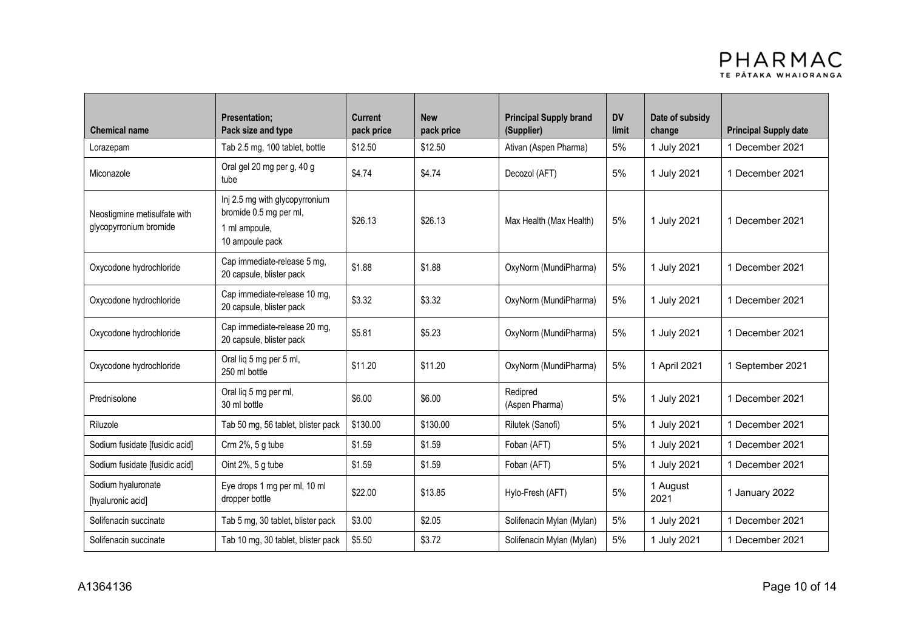| Chemical name | Presentation; Pack size and type | Current pack price | New pack price | Principal Supply brand (Supplier) | DV limit | Date of subsidy change | Principal Supply date |
|---|---|---|---|---|---|---|---|
| Lorazepam | Tab 2.5 mg, 100 tablet, bottle | $12.50 | $12.50 | Ativan (Aspen Pharma) | 5% | 1 July 2021 | 1 December 2021 |
| Miconazole | Oral gel 20 mg per g, 40 g tube | $4.74 | $4.74 | Decozol (AFT) | 5% | 1 July 2021 | 1 December 2021 |
| Neostigmine metisulfate with glycopyrronium bromide | Inj 2.5 mg with glycopyrronium bromide 0.5 mg per ml, 1 ml ampoule, 10 ampoule pack | $26.13 | $26.13 | Max Health (Max Health) | 5% | 1 July 2021 | 1 December 2021 |
| Oxycodone hydrochloride | Cap immediate-release 5 mg, 20 capsule, blister pack | $1.88 | $1.88 | OxyNorm (MundiPharma) | 5% | 1 July 2021 | 1 December 2021 |
| Oxycodone hydrochloride | Cap immediate-release 10 mg, 20 capsule, blister pack | $3.32 | $3.32 | OxyNorm (MundiPharma) | 5% | 1 July 2021 | 1 December 2021 |
| Oxycodone hydrochloride | Cap immediate-release 20 mg, 20 capsule, blister pack | $5.81 | $5.23 | OxyNorm (MundiPharma) | 5% | 1 July 2021 | 1 December 2021 |
| Oxycodone hydrochloride | Oral liq 5 mg per 5 ml, 250 ml bottle | $11.20 | $11.20 | OxyNorm (MundiPharma) | 5% | 1 April 2021 | 1 September 2021 |
| Prednisolone | Oral liq 5 mg per ml, 30 ml bottle | $6.00 | $6.00 | Redipred (Aspen Pharma) | 5% | 1 July 2021 | 1 December 2021 |
| Riluzole | Tab 50 mg, 56 tablet, blister pack | $130.00 | $130.00 | Rilutek (Sanofi) | 5% | 1 July 2021 | 1 December 2021 |
| Sodium fusidate [fusidic acid] | Crm 2%, 5 g tube | $1.59 | $1.59 | Foban (AFT) | 5% | 1 July 2021 | 1 December 2021 |
| Sodium fusidate [fusidic acid] | Oint 2%, 5 g tube | $1.59 | $1.59 | Foban (AFT) | 5% | 1 July 2021 | 1 December 2021 |
| Sodium hyaluronate [hyaluronic acid] | Eye drops 1 mg per ml, 10 ml dropper bottle | $22.00 | $13.85 | Hylo-Fresh (AFT) | 5% | 1 August 2021 | 1 January 2022 |
| Solifenacin succinate | Tab 5 mg, 30 tablet, blister pack | $3.00 | $2.05 | Solifenacin Mylan (Mylan) | 5% | 1 July 2021 | 1 December 2021 |
| Solifenacin succinate | Tab 10 mg, 30 tablet, blister pack | $5.50 | $3.72 | Solifenacin Mylan (Mylan) | 5% | 1 July 2021 | 1 December 2021 |

A1364136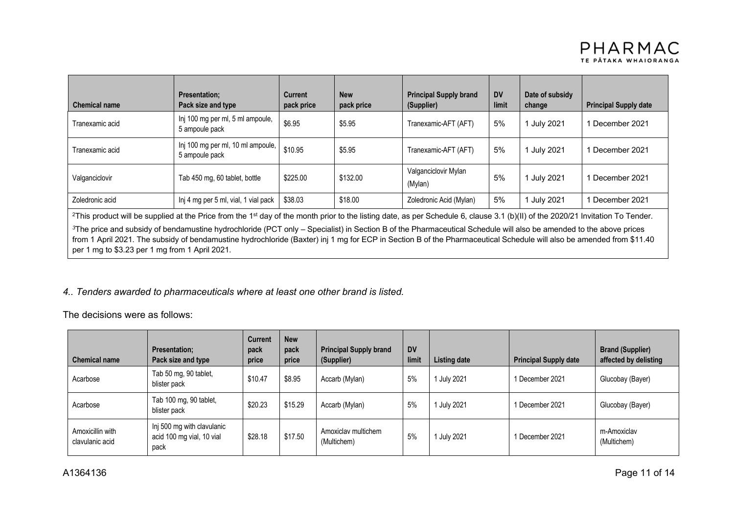| Chemical name | Presentation; Pack size and type | Current pack price | New pack price | Principal Supply brand (Supplier) | DV limit | Date of subsidy change | Principal Supply date |
|---|---|---|---|---|---|---|---|
| Tranexamic acid | Inj 100 mg per ml, 5 ml ampoule, 5 ampoule pack | $6.95 | $5.95 | Tranexamic-AFT (AFT) | 5% | 1 July 2021 | 1 December 2021 |
| Tranexamic acid | Inj 100 mg per ml, 10 ml ampoule, 5 ampoule pack | $10.95 | $5.95 | Tranexamic-AFT (AFT) | 5% | 1 July 2021 | 1 December 2021 |
| Valganciclovir | Tab 450 mg, 60 tablet, bottle | $225.00 | $132.00 | Valganciclovir Mylan (Mylan) | 5% | 1 July 2021 | 1 December 2021 |
| Zoledronic acid | Inj 4 mg per 5 ml, vial, 1 vial pack | $38.03 | $18.00 | Zoledronic Acid (Mylan) | 5% | 1 July 2021 | 1 December 2021 |

[2]This product will be supplied at the Price from the 1st day of the month prior to the listing date, as per Schedule 6, clause 3.1 (b)(II) of the 2020/21 Invitation To Tender.

[3]The price and subsidy of bendamustine hydrochloride (PCT only – Specialist) in Section B of the Pharmaceutical Schedule will also be amended to the above prices from 1 April 2021. The subsidy of bendamustine hydrochloride (Baxter) inj 1 mg for ECP in Section B of the Pharmaceutical Schedule will also be amended from $11.40 per 1 mg to $3.23 per 1 mg from 1 April 2021.

*4.. Tenders awarded to pharmaceuticals where at least one other brand is listed.*

The decisions were as follows:

| Chemical name | Presentation; Pack size and type | Current pack price | New pack price | Principal Supply brand (Supplier) | DV limit | Listing date | Principal Supply date | Brand (Supplier) affected by delisting |
|---|---|---|---|---|---|---|---|---|
| Acarbose | Tab 50 mg, 90 tablet, blister pack | $10.47 | $8.95 | Accarb (Mylan) | 5% | 1 July 2021 | 1 December 2021 | Glucobay (Bayer) |
| Acarbose | Tab 100 mg, 90 tablet, blister pack | $20.23 | $15.29 | Accarb (Mylan) | 5% | 1 July 2021 | 1 December 2021 | Glucobay (Bayer) |
| Amoxicillin with clavulanic acid | Inj 500 mg with clavulanic acid 100 mg vial, 10 vial pack | $28.18 | $17.50 | Amoxiclav multichem (Multichem) | 5% | 1 July 2021 | 1 December 2021 | m-Amoxiclav (Multichem) |

A1364136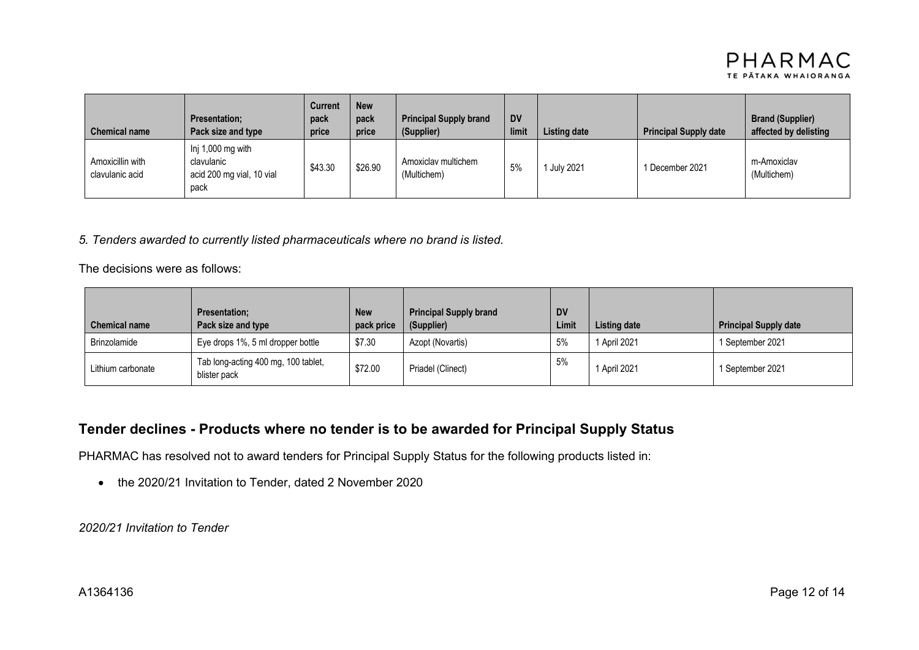| Chemical name | Presentation; Pack size and type | Current pack price | New pack price | Principal Supply brand (Supplier) | DV limit | Listing date | Principal Supply date | Brand (Supplier) affected by delisting |
|---|---|---|---|---|---|---|---|---|
| Amoxicillin with clavulanic acid | Inj 1,000 mg with clavulanic acid 200 mg vial, 10 vial pack | $43.30 | $26.90 | Amoxiclav multichem (Multichem) | 5% | 1 July 2021 | 1 December 2021 | m-Amoxiclav (Multichem) |

*5. Tenders awarded to currently listed pharmaceuticals where no brand is listed.*

The decisions were as follows:

| Chemical name | Presentation; Pack size and type | New pack price | Principal Supply brand (Supplier) | DV Limit | Listing date | Principal Supply date |
|---|---|---|---|---|---|---|
| Brinzolamide | Eye drops 1%, 5 ml dropper bottle | $7.30 | Azopt (Novartis) | 5% | 1 April 2021 | 1 September 2021 |
| Lithium carbonate | Tab long-acting 400 mg, 100 tablet, blister pack | $72.00 | Priadel (Clinect) | 5% | 1 April 2021 | 1 September 2021 |

## Tender declines - Products where no tender is to be awarded for Principal Supply Status

PHARMAC has resolved not to award tenders for Principal Supply Status for the following products listed in:

- the 2020/21 Invitation to Tender, dated 2 November 2020

*2020/21 Invitation to Tender*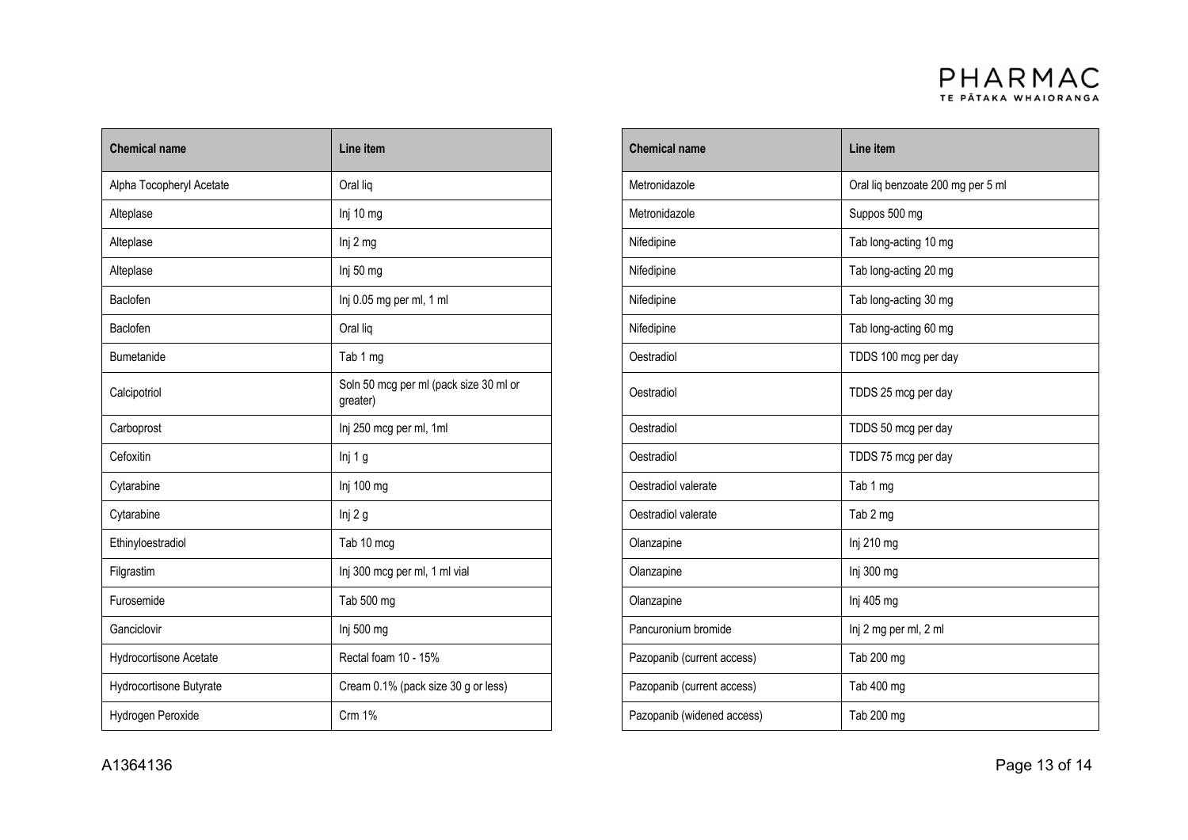| Chemical name | Line item |
| --- | --- |
| Alpha Tocopheryl Acetate | Oral liq |
| Alteplase | Inj 10 mg |
| Alteplase | Inj 2 mg |
| Alteplase | Inj 50 mg |
| Baclofen | Inj 0.05 mg per ml, 1 ml |
| Baclofen | Oral liq |
| Bumetanide | Tab 1 mg |
| Calcipotriol | Soln 50 mcg per ml (pack size 30 ml or greater) |
| Carboprost | Inj 250 mcg per ml, 1ml |
| Cefoxitin | Inj 1 g |
| Cytarabine | Inj 100 mg |
| Cytarabine | Inj 2 g |
| Ethinyloestradiol | Tab 10 mcg |
| Filgrastim | Inj 300 mcg per ml, 1 ml vial |
| Furosemide | Tab 500 mg |
| Ganciclovir | Inj 500 mg |
| Hydrocortisone Acetate | Rectal foam 10 - 15% |
| Hydrocortisone Butyrate | Cream 0.1% (pack size 30 g or less) |
| Hydrogen Peroxide | Crm 1% |

| Chemical name | Line item |
| --- | --- |
| Metronidazole | Oral liq benzoate 200 mg per 5 ml |
| Metronidazole | Suppos 500 mg |
| Nifedipine | Tab long-acting 10 mg |
| Nifedipine | Tab long-acting 20 mg |
| Nifedipine | Tab long-acting 30 mg |
| Nifedipine | Tab long-acting 60 mg |
| Oestradiol | TDDS 100 mcg per day |
| Oestradiol | TDDS 25 mcg per day |
| Oestradiol | TDDS 50 mcg per day |
| Oestradiol | TDDS 75 mcg per day |
| Oestradiol valerate | Tab 1 mg |
| Oestradiol valerate | Tab 2 mg |
| Olanzapine | Inj 210 mg |
| Olanzapine | Inj 300 mg |
| Olanzapine | Inj 405 mg |
| Pancuronium bromide | Inj 2 mg per ml, 2 ml |
| Pazopanib (current access) | Tab 200 mg |
| Pazopanib (current access) | Tab 400 mg |
| Pazopanib (widened access) | Tab 200 mg |

A1364136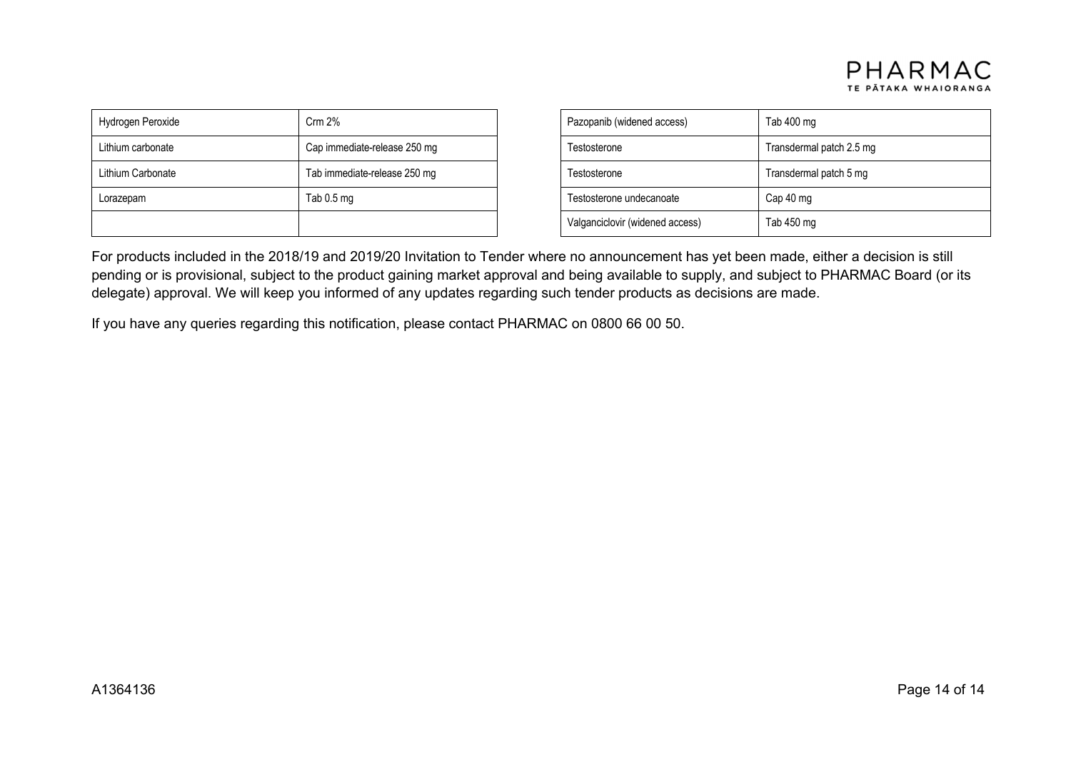| | |
|---|---|
| Hydrogen Peroxide | Crm 2% |
| Lithium carbonate | Cap immediate-release 250 mg |
| Lithium Carbonate | Tab immediate-release 250 mg |
| Lorazepam | Tab 0.5 mg |
| | |

| | |
|---|---|
| Pazopanib (widened access) | Tab 400 mg |
| Testosterone | Transdermal patch 2.5 mg |
| Testosterone | Transdermal patch 5 mg |
| Testosterone undecanoate | Cap 40 mg |
| Valganciclovir (widened access) | Tab 450 mg |

For products included in the 2018/19 and 2019/20 Invitation to Tender where no announcement has yet been made, either a decision is still pending or is provisional, subject to the product gaining market approval and being available to supply, and subject to PHARMAC Board (or its delegate) approval. We will keep you informed of any updates regarding such tender products as decisions are made.

If you have any queries regarding this notification, please contact PHARMAC on 0800 66 00 50.

A1364136